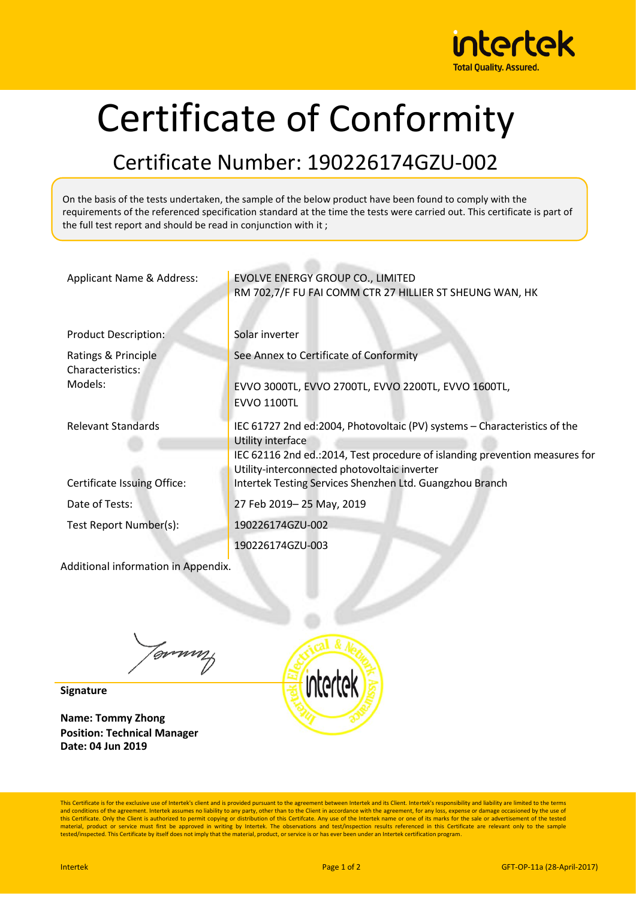# Certificate of Conformity

## Certificate Number: 190226174GZU-002

On the basis of the tests undertaken, the sample of the below product have been found to comply with the requirements of the referenced specification standard at the time the tests were carried out. This certificate is part of the full test report and should be read in conjunction with it ;

| | |
|---|---|
| Applicant Name & Address: | EVOLVE ENERGY GROUP CO., LIMITED<br>RM 702,7/F FU FAI COMM CTR 27 HILLIER ST SHEUNG WAN, HK |
| Product Description: | Solar inverter |
| Ratings & Principle Characteristics: | See Annex to Certificate of Conformity |
| Models: | EVVO 3000TL, EVVO 2700TL, EVVO 2200TL, EVVO 1600TL, EVVO 1100TL |
| Relevant Standards | IEC 61727 2nd ed:2004, Photovoltaic (PV) systems – Characteristics of the Utility interface<br>IEC 62116 2nd ed.:2014, Test procedure of islanding prevention measures for Utility-interconnected photovoltaic inverter |
| Certificate Issuing Office: | Intertek Testing Services Shenzhen Ltd. Guangzhou Branch |
| Date of Tests: | 27 Feb 2019– 25 May, 2019 |
| Test Report Number(s): | 190226174GZU-002<br>190226174GZU-003 |

Additional information in Appendix.

**Signature**

**Name: Tommy Zhong**
**Position: Technical Manager**
**Date: 04 Jun 2019**

This Certificate is for the exclusive use of Intertek's client and is provided pursuant to the agreement between Intertek and its Client. Intertek's responsibility and liability are limited to the terms and conditions of the agreement. Intertek assumes no liability to any party, other than to the Client in accordance with the agreement, for any loss, expense or damage occasioned by the use of this Certificate. Only the Client is authorized to permit copying or distribution of this Certifcate. Any use of the Intertek name or one of its marks for the sale or advertisement of the tested material, product or service must first be approved in writing by Intertek. The observations and test/inspection results referenced in this Certificate are relevant only to the sample tested/inspected. This Certificate by itself does not imply that the material, product, or service is or has ever been under an Intertek certification program.

Intertek GFT-OP-11a (28-April-2017)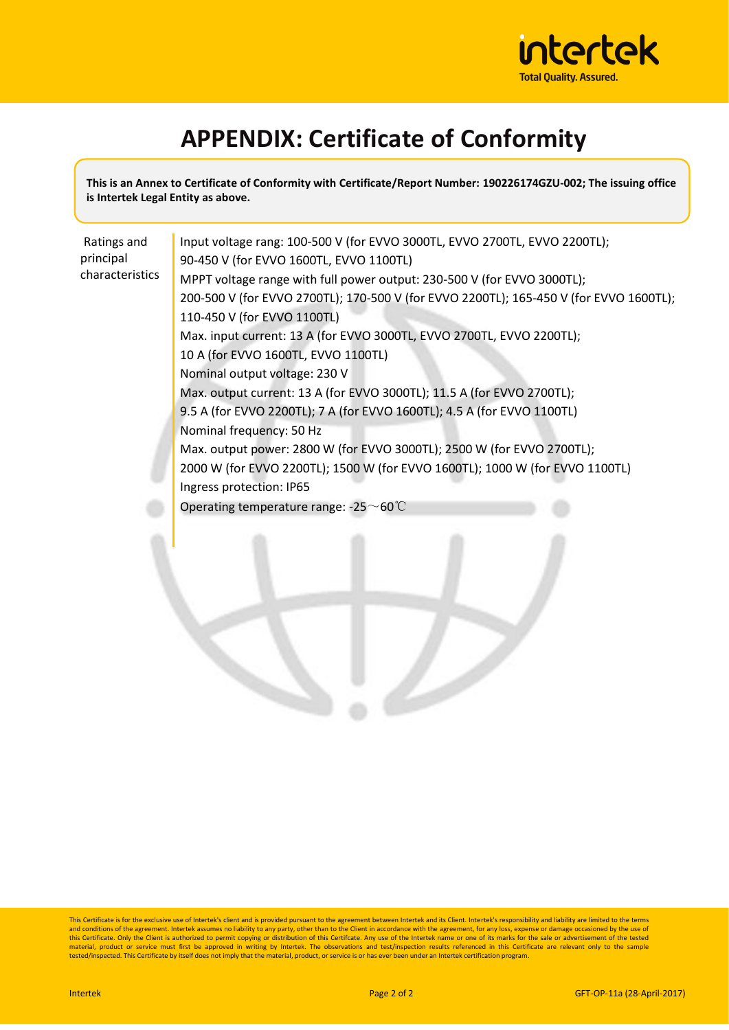# APPENDIX: Certificate of Conformity

**This is an Annex to Certificate of Conformity with Certificate/Report Number: 190226174GZU-002; The issuing office is Intertek Legal Entity as above.**

| | |
|---|---|
| Ratings and principal characteristics | Input voltage rang: 100-500 V (for EVVO 3000TL, EVVO 2700TL, EVVO 2200TL);<br>90-450 V (for EVVO 1600TL, EVVO 1100TL)<br>MPPT voltage range with full power output: 230-500 V (for EVVO 3000TL);<br>200-500 V (for EVVO 2700TL); 170-500 V (for EVVO 2200TL); 165-450 V (for EVVO 1600TL);<br>110-450 V (for EVVO 1100TL)<br>Max. input current: 13 A (for EVVO 3000TL, EVVO 2700TL, EVVO 2200TL);<br>10 A (for EVVO 1600TL, EVVO 1100TL)<br>Nominal output voltage: 230 V<br>Max. output current: 13 A (for EVVO 3000TL); 11.5 A (for EVVO 2700TL);<br>9.5 A (for EVVO 2200TL); 7 A (for EVVO 1600TL); 4.5 A (for EVVO 1100TL)<br>Nominal frequency: 50 Hz<br>Max. output power: 2800 W (for EVVO 3000TL); 2500 W (for EVVO 2700TL);<br>2000 W (for EVVO 2200TL); 1500 W (for EVVO 1600TL); 1000 W (for EVVO 1100TL)<br>Ingress protection: IP65<br>Operating temperature range: -25～60℃ |

This Certificate is for the exclusive use of Intertek's client and is provided pursuant to the agreement between Intertek and its Client. Intertek's responsibility and liability are limited to the terms and conditions of the agreement. Intertek assumes no liability to any party, other than to the Client in accordance with the agreement, for any loss, expense or damage occasioned by the use of this Certificate. Only the Client is authorized to permit copying or distribution of this Certifcate. Any use of the Intertek name or one of its marks for the sale or advertisement of the tested material, product or service must first be approved in writing by Intertek. The observations and test/inspection results referenced in this Certificate are relevant only to the sample tested/inspected. This Certificate by itself does not imply that the material, product, or service is or has ever been under an Intertek certification program.

Intertek

GFT-OP-11a (28-April-2017)